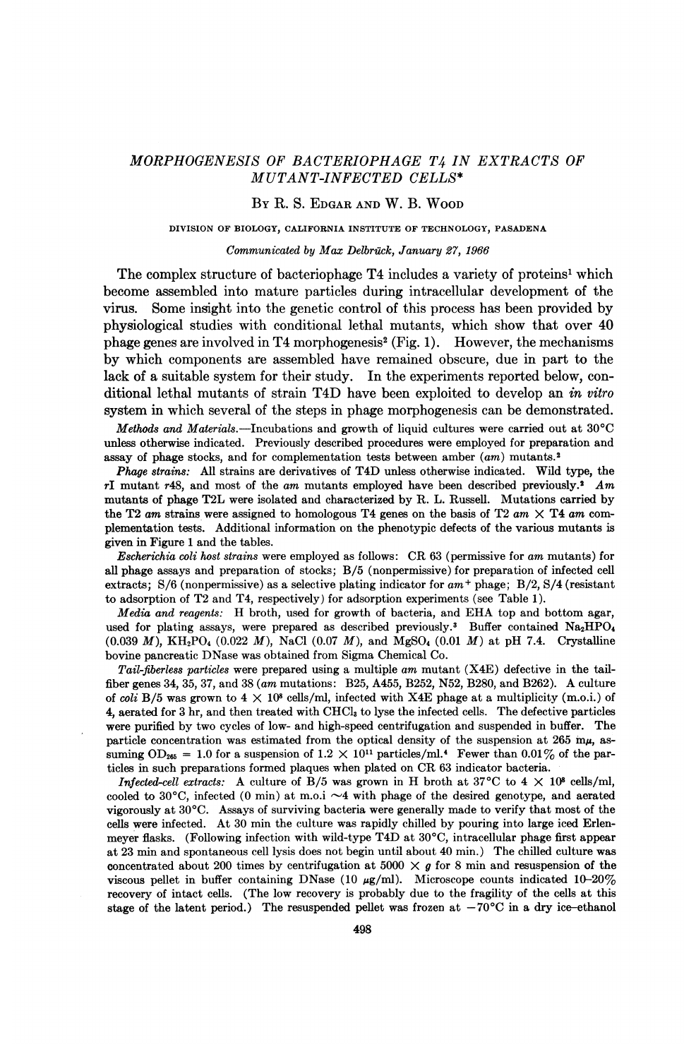# *MORPHOGENESIS OF BACTERIOPHAGE T4 IN EXTRACTS OF MUTANT-INFECTED CELLS*\*

By R. S. Edgar and W. B. Wood

DIVISION OF BIOLOGY, CALIFORNIA INSTITUTE OF TECHNOLOGY, PASADENA

*Communicated by Max Delbrück, January 27, 1966*

The complex structure of bacteriophage T4 includes a variety of proteins[1] which become assembled into mature particles during intracellular development of the virus. Some insight into the genetic control of this process has been provided by physiological studies with conditional lethal mutants, which show that over 40 phage genes are involved in T4 morphogenesis[2] (Fig. 1). However, the mechanisms by which components are assembled have remained obscure, due in part to the lack of a suitable system for their study. In the experiments reported below, conditional lethal mutants of strain T4D have been exploited to develop an *in vitro* system in which several of the steps in phage morphogenesis can be demonstrated.

*Methods and Materials.*—Incubations and growth of liquid cultures were carried out at 30°C unless otherwise indicated. Previously described procedures were employed for preparation and assay of phage stocks, and for complementation tests between amber (*am*) mutants.[2]

*Phage strains:* All strains are derivatives of T4D unless otherwise indicated. Wild type, the *r*I mutant *r*48, and most of the *am* mutants employed have been described previously.[2] *Am* mutants of phage T2L were isolated and characterized by R. L. Russell. Mutations carried by the T2 *am* strains were assigned to homologous T4 genes on the basis of T2 *am* × T4 *am* complementation tests. Additional information on the phenotypic defects of the various mutants is given in Figure 1 and the tables.

*Escherichia coli host strains* were employed as follows: CR 63 (permissive for *am* mutants) for all phage assays and preparation of stocks; B/5 (nonpermissive) for preparation of infected cell extracts; S/6 (nonpermissive) as a selective plating indicator for *am*$^+$ phage; B/2, S/4 (resistant to adsorption of T2 and T4, respectively) for adsorption experiments (see Table 1).

*Media and reagents:* H broth, used for growth of bacteria, and EHA top and bottom agar, used for plating assays, were prepared as described previously.[3] Buffer contained $Na_2HPO_4$ (0.039 *M*), $KH_2PO_4$ (0.022 *M*), NaCl (0.07 *M*), and $MgSO_4$ (0.01 *M*) at pH 7.4. Crystalline bovine pancreatic DNase was obtained from Sigma Chemical Co.

*Tail-fiberless particles* were prepared using a multiple *am* mutant (X4E) defective in the tail-fiber genes 34, 35, 37, and 38 (*am* mutations: B25, A455, B252, N52, B280, and B262). A culture of *coli* B/5 was grown to $4 \times 10^8$ cells/ml, infected with X4E phage at a multiplicity (m.o.i.) of 4, aerated for 3 hr, and then treated with $CHCl_3$ to lyse the infected cells. The defective particles were purified by two cycles of low- and high-speed centrifugation and suspended in buffer. The particle concentration was estimated from the optical density of the suspension at 265 mμ, assuming $OD_{265} = 1.0$ for a suspension of $1.2 \times 10^{11}$ particles/ml.[4] Fewer than 0.01% of the particles in such preparations formed plaques when plated on CR 63 indicator bacteria.

*Infected-cell extracts:* A culture of B/5 was grown in H broth at 37°C to $4 \times 10^8$ cells/ml, cooled to 30°C, infected (0 min) at m.o.i ~4 with phage of the desired genotype, and aerated vigorously at 30°C. Assays of surviving bacteria were generally made to verify that most of the cells were infected. At 30 min the culture was rapidly chilled by pouring into large iced Erlenmeyer flasks. (Following infection with wild-type T4D at 30°C, intracellular phage first appear at 23 min and spontaneous cell lysis does not begin until about 40 min.) The chilled culture was concentrated about 200 times by centrifugation at 5000 × *g* for 8 min and resuspension of the viscous pellet in buffer containing DNase (10 μg/ml). Microscope counts indicated 10–20% recovery of intact cells. (The low recovery is probably due to the fragility of the cells at this stage of the latent period.) The resuspended pellet was frozen at −70°C in a dry ice–ethanol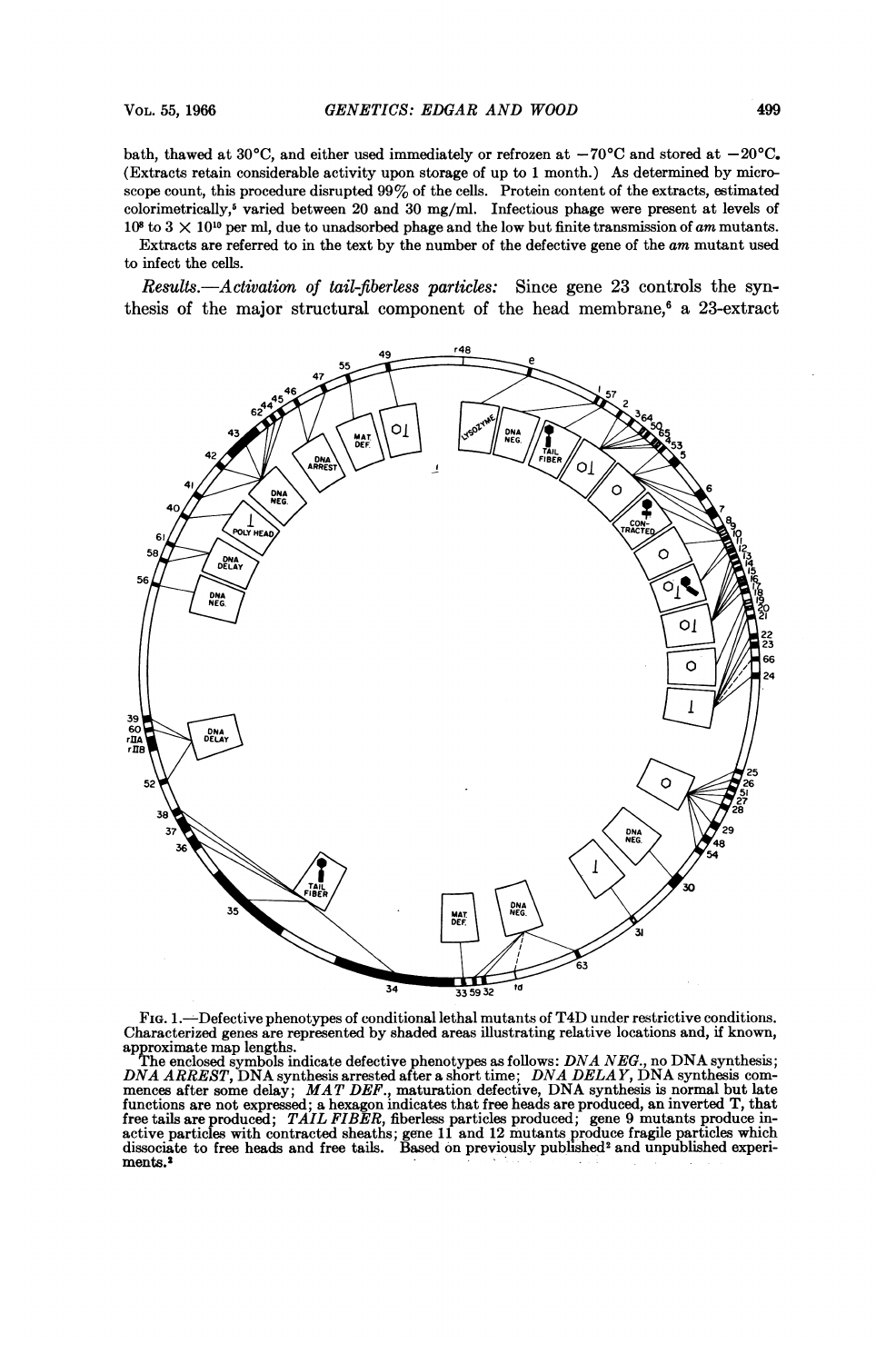bath, thawed at 30°C, and either used immediately or refrozen at −70°C and stored at −20°C. (Extracts retain considerable activity upon storage of up to 1 month.) As determined by microscope count, this procedure disrupted 99% of the cells. Protein content of the extracts, estimated colorimetrically,[5] varied between 20 and 30 mg/ml. Infectious phage were present at levels of $10^8$ to $3 \times 10^{10}$ per ml, due to unadsorbed phage and the low but finite transmission of *am* mutants.

Extracts are referred to in the text by the number of the defective gene of the *am* mutant used to infect the cells.

*Results.—Activation of tail-fiberless particles:* Since gene 23 controls the synthesis of the major structural component of the head membrane,[6] a 23-extract

FIG. 1.—Defective phenotypes of conditional lethal mutants of T4D under restrictive conditions. Characterized genes are represented by shaded areas illustrating relative locations and, if known, approximate map lengths.

The enclosed symbols indicate defective phenotypes as follows: *DNA NEG.*, no DNA synthesis; *DNA ARREST*, DNA synthesis arrested after a short time; *DNA DELAY*, DNA synthesis commences after some delay; *MAT DEF.*, maturation defective, DNA synthesis is normal but late functions are not expressed; a hexagon indicates that free heads are produced, an inverted T, that free tails are produced; *TAIL FIBER*, fiberless particles produced; gene 9 mutants produce inactive particles with contracted sheaths; gene 11 and 12 mutants produce fragile particles which dissociate to free heads and free tails. Based on previously published[2] and unpublished experiments.[3]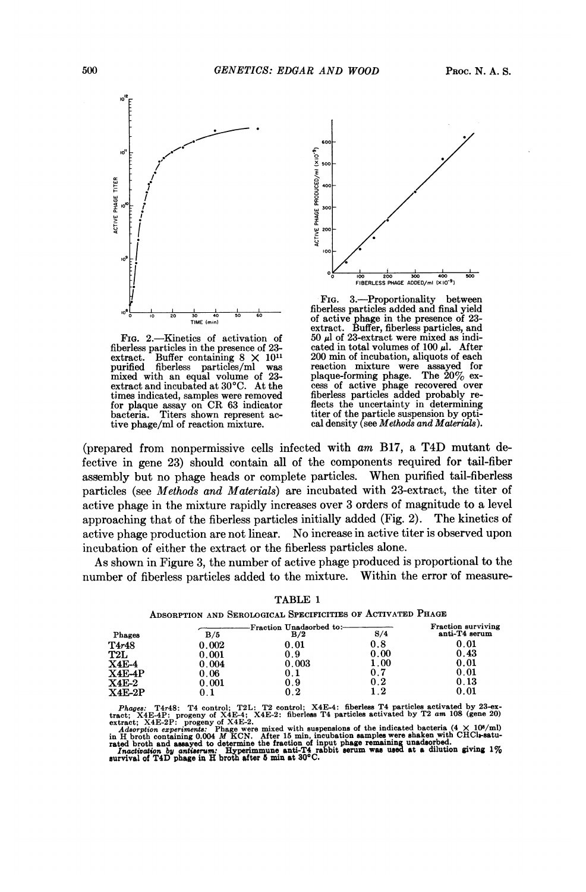FIG. 2.—Kinetics of activation of fiberless particles in the presence of 23-extract. Buffer containing $8 \times 10^{11}$ purified fiberless particles/ml was mixed with an equal volume of 23-extract and incubated at 30°C. At the times indicated, samples were removed for plaque assay on CR 63 indicator bacteria. Titers shown represent active phage/ml of reaction mixture.

FIG. 3.—Proportionality between fiberless particles added and final yield of active phage in the presence of 23-extract. Buffer, fiberless particles, and 50 μl of 23-extract were mixed as indicated in total volumes of 100 μl. After 200 min of incubation, aliquots of each reaction mixture were assayed for plaque-forming phage. The 20% excess of active phage recovered over fiberless particles added probably reflects the uncertainty in determining titer of the particle suspension by optical density (see *Methods and Materials*).

(prepared from nonpermissive cells infected with *am* B17, a T4D mutant defective in gene 23) should contain all of the components required for tail-fiber assembly but no phage heads or complete particles. When purified tail-fiberless particles (see *Methods and Materials*) are incubated with 23-extract, the titer of active phage in the mixture rapidly increases over 3 orders of magnitude to a level approaching that of the fiberless particles initially added (Fig. 2). The kinetics of active phage production are not linear. No increase in active titer is observed upon incubation of either the extract or the fiberless particles alone.

As shown in Figure 3, the number of active phage produced is proportional to the number of fiberless particles added to the mixture. Within the error of measure-

TABLE 1

ADSORPTION AND SEROLOGICAL SPECIFICITIES OF ACTIVATED PHAGE

| Phages | Fraction Unadsorbed to: | | | Fraction surviving anti-T4 serum |
|---|---|---|---|---|
| | B/5 | B/2 | S/4 | |
| T4*r*48 | 0.002 | 0.01 | 0.8 | 0.01 |
| T2L | 0.001 | 0.9 | 0.00 | 0.43 |
| X4E-4 | 0.004 | 0.003 | 1.00 | 0.01 |
| X4E-4P | 0.06 | 0.1 | 0.7 | 0.01 |
| X4E-2 | 0.001 | 0.9 | 0.2 | 0.13 |
| X4E-2P | 0.1 | 0.2 | 1.2 | 0.01 |

*Phages:* T4*r*48: T4 control; T2L: T2 control; X4E-4: fiberless T4 particles activated by 23-extract; X4E-4P: progeny of X4E-4; X4E-2: fiberless T4 particles activated by T2 *am* 108 (gene 20) extract; X4E-2P: progeny of X4E-2.

*Adsorption experiments:* Phage were mixed with suspensions of the indicated bacteria ($4 \times 10^8$/ml) in H broth containing 0.004 *M* KCN. After 15 min, incubation samples were shaken with $CHCl_3$-saturated broth and assayed to determine the fraction of input phage remaining unadsorbed.

*Inactivation by antiserum:* Hyperimmune anti-T4 rabbit serum was used at a dilution giving 1% survival of T4D phage in H broth after 5 min at 30°C.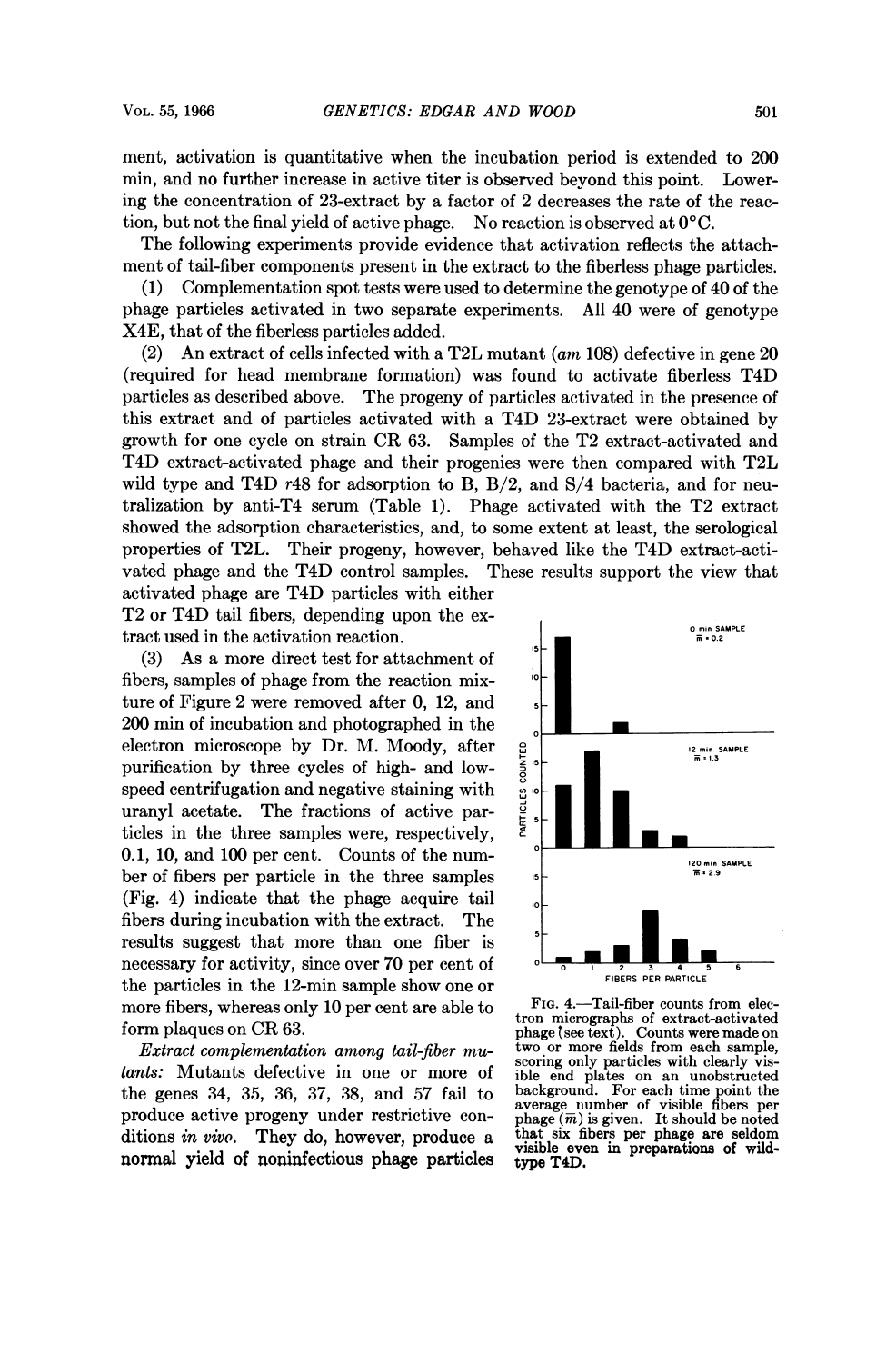ment, activation is quantitative when the incubation period is extended to 200 min, and no further increase in active titer is observed beyond this point. Lowering the concentration of 23-extract by a factor of 2 decreases the rate of the reaction, but not the final yield of active phage. No reaction is observed at 0°C.

The following experiments provide evidence that activation reflects the attachment of tail-fiber components present in the extract to the fiberless phage particles.

(1) Complementation spot tests were used to determine the genotype of 40 of the phage particles activated in two separate experiments. All 40 were of genotype X4E, that of the fiberless particles added.

(2) An extract of cells infected with a T2L mutant (*am* 108) defective in gene 20 (required for head membrane formation) was found to activate fiberless T4D particles as described above. The progeny of particles activated in the presence of this extract and of particles activated with a T4D 23-extract were obtained by growth for one cycle on strain CR 63. Samples of the T2 extract-activated and T4D extract-activated phage and their progenies were then compared with T2L wild type and T4D *r*48 for adsorption to B, B/2, and S/4 bacteria, and for neutralization by anti-T4 serum (Table 1). Phage activated with the T2 extract showed the adsorption characteristics, and, to some extent at least, the serological properties of T2L. Their progeny, however, behaved like the T4D extract-activated phage and the T4D control samples. These results support the view that activated phage are T4D particles with either T2 or T4D tail fibers, depending upon the extract used in the activation reaction.

(3) As a more direct test for attachment of fibers, samples of phage from the reaction mixture of Figure 2 were removed after 0, 12, and 200 min of incubation and photographed in the electron microscope by Dr. M. Moody, after purification by three cycles of high- and low-speed centrifugation and negative staining with uranyl acetate. The fractions of active particles in the three samples were, respectively, 0.1, 10, and 100 per cent. Counts of the number of fibers per particle in the three samples (Fig. 4) indicate that the phage acquire tail fibers during incubation with the extract. The results suggest that more than one fiber is necessary for activity, since over 70 per cent of the particles in the 12-min sample show one or more fibers, whereas only 10 per cent are able to form plaques on CR 63.

FIG. 4.—Tail-fiber counts from electron micrographs of extract-activated phage (see text). Counts were made on two or more fields from each sample, scoring only particles with clearly visible end plates on an unobstructed background. For each time point the average number of visible fibers per phage ($\bar{m}$) is given. It should be noted that six fibers per phage are seldom visible even in preparations of wild-type T4D.

*Extract complementation among tail-fiber mutants:* Mutants defective in one or more of the genes 34, 35, 36, 37, 38, and 57 fail to produce active progeny under restrictive conditions *in vivo*. They do, however, produce a normal yield of noninfectious phage particles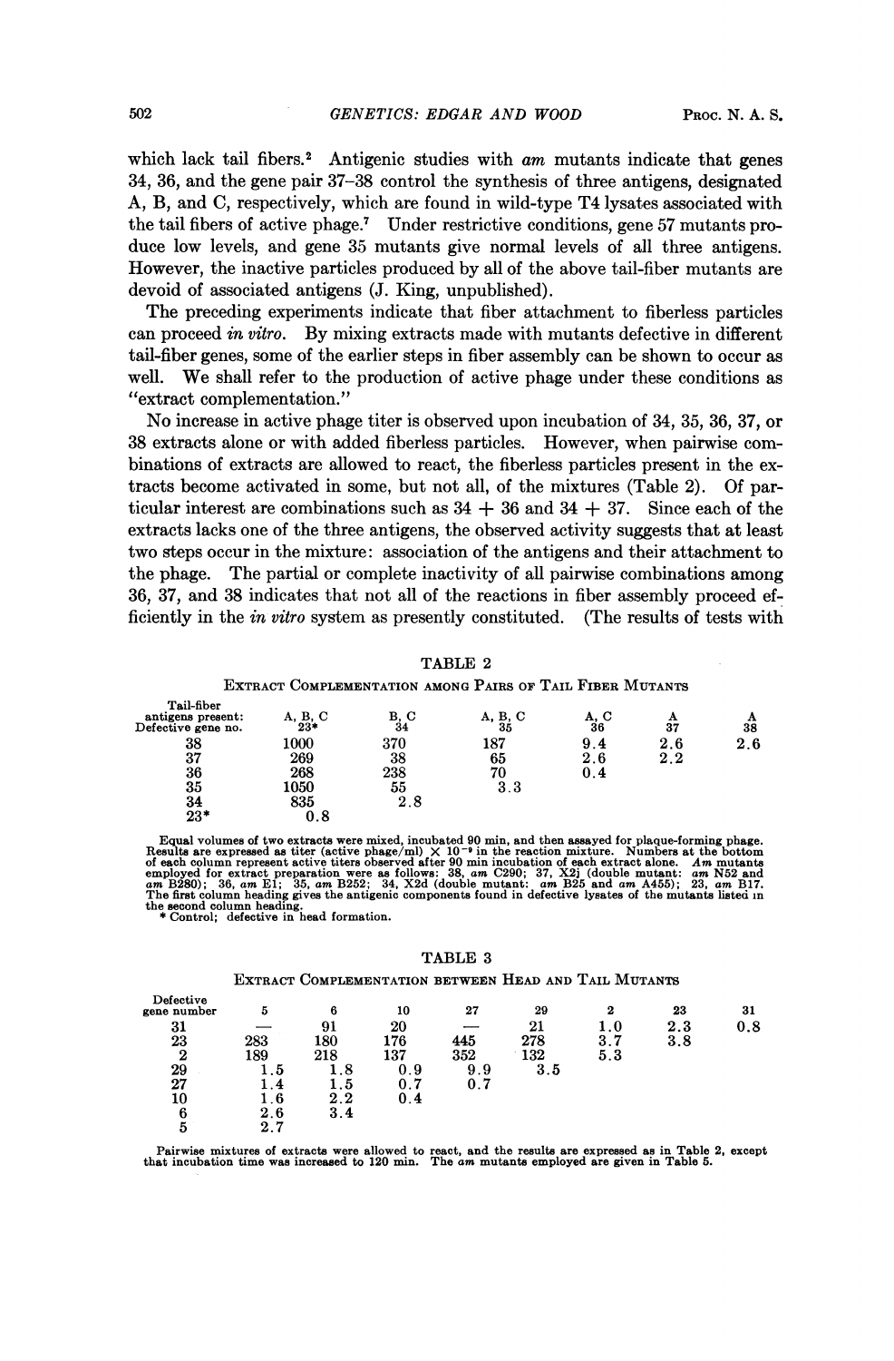which lack tail fibers.[2] Antigenic studies with *am* mutants indicate that genes 34, 36, and the gene pair 37–38 control the synthesis of three antigens, designated A, B, and C, respectively, which are found in wild-type T4 lysates associated with the tail fibers of active phage.[7] Under restrictive conditions, gene 57 mutants produce low levels, and gene 35 mutants give normal levels of all three antigens. However, the inactive particles produced by all of the above tail-fiber mutants are devoid of associated antigens (J. King, unpublished).

The preceding experiments indicate that fiber attachment to fiberless particles can proceed *in vitro*. By mixing extracts made with mutants defective in different tail-fiber genes, some of the earlier steps in fiber assembly can be shown to occur as well. We shall refer to the production of active phage under these conditions as "extract complementation."

No increase in active phage titer is observed upon incubation of 34, 35, 36, 37, or 38 extracts alone or with added fiberless particles. However, when pairwise combinations of extracts are allowed to react, the fiberless particles present in the extracts become activated in some, but not all, of the mixtures (Table 2). Of particular interest are combinations such as 34 + 36 and 34 + 37. Since each of the extracts lacks one of the three antigens, the observed activity suggests that at least two steps occur in the mixture: association of the antigens and their attachment to the phage. The partial or complete inactivity of all pairwise combinations among 36, 37, and 38 indicates that not all of the reactions in fiber assembly proceed efficiently in the *in vitro* system as presently constituted. (The results of tests with

TABLE 2

EXTRACT COMPLEMENTATION AMONG PAIRS OF TAIL FIBER MUTANTS

| Tail-fiber antigens present: | A, B, C | B, C | A, B, C | A, C | A | A |
|---|---|---|---|---|---|---|
| Defective gene no. | 23* | 34 | 35 | 36 | 37 | 38 |
| 38 | 1000 | 370 | 187 | 9.4 | 2.6 | 2.6 |
| 37 | 269 | 38 | 65 | 2.6 | 2.2 | |
| 36 | 268 | 238 | 70 | 0.4 | | |
| 35 | 1050 | 55 | 3.3 | | | |
| 34 | 835 | 2.8 | | | | |
| 23* | 0.8 | | | | | |

Equal volumes of two extracts were mixed, incubated 90 min, and then assayed for plaque-forming phage. Results are expressed as titer (active phage/ml) $\times 10^{-9}$ in the reaction mixture. Numbers at the bottom of each column represent active titers observed after 90 min incubation of each extract alone. *Am* mutants employed for extract preparation were as follows: 38, *am* C290; 37, X2j (double mutant: *am* N52 and *am* B280); 36, *am* E1; 35, *am* B252; 34, X2d (double mutant: *am* B25 and *am* A455); 23, *am* B17. The first column heading gives the antigenic components found in defective lysates of the mutants listed in the second column heading.

\* Control; defective in head formation.

TABLE 3

EXTRACT COMPLEMENTATION BETWEEN HEAD AND TAIL MUTANTS

| Defective gene number | 5 | 6 | 10 | 27 | 29 | 2 | 23 | 31 |
|---|---|---|---|---|---|---|---|---|
| 31 | — | 91 | 20 | — | 21 | 1.0 | 2.3 | 0.8 |
| 23 | 283 | 180 | 176 | 445 | 278 | 3.7 | 3.8 | |
| 2 | 189 | 218 | 137 | 352 | 132 | 5.3 | | |
| 29 | 1.5 | 1.8 | 0.9 | 9.9 | 3.5 | | | |
| 27 | 1.4 | 1.5 | 0.7 | 0.7 | | | | |
| 10 | 1.6 | 2.2 | 0.4 | | | | | |
| 6 | 2.6 | 3.4 | | | | | | |
| 5 | 2.7 | | | | | | | |

Pairwise mixtures of extracts were allowed to react, and the results are expressed as in Table 2, except that incubation time was increased to 120 min. The *am* mutants employed are given in Table 5.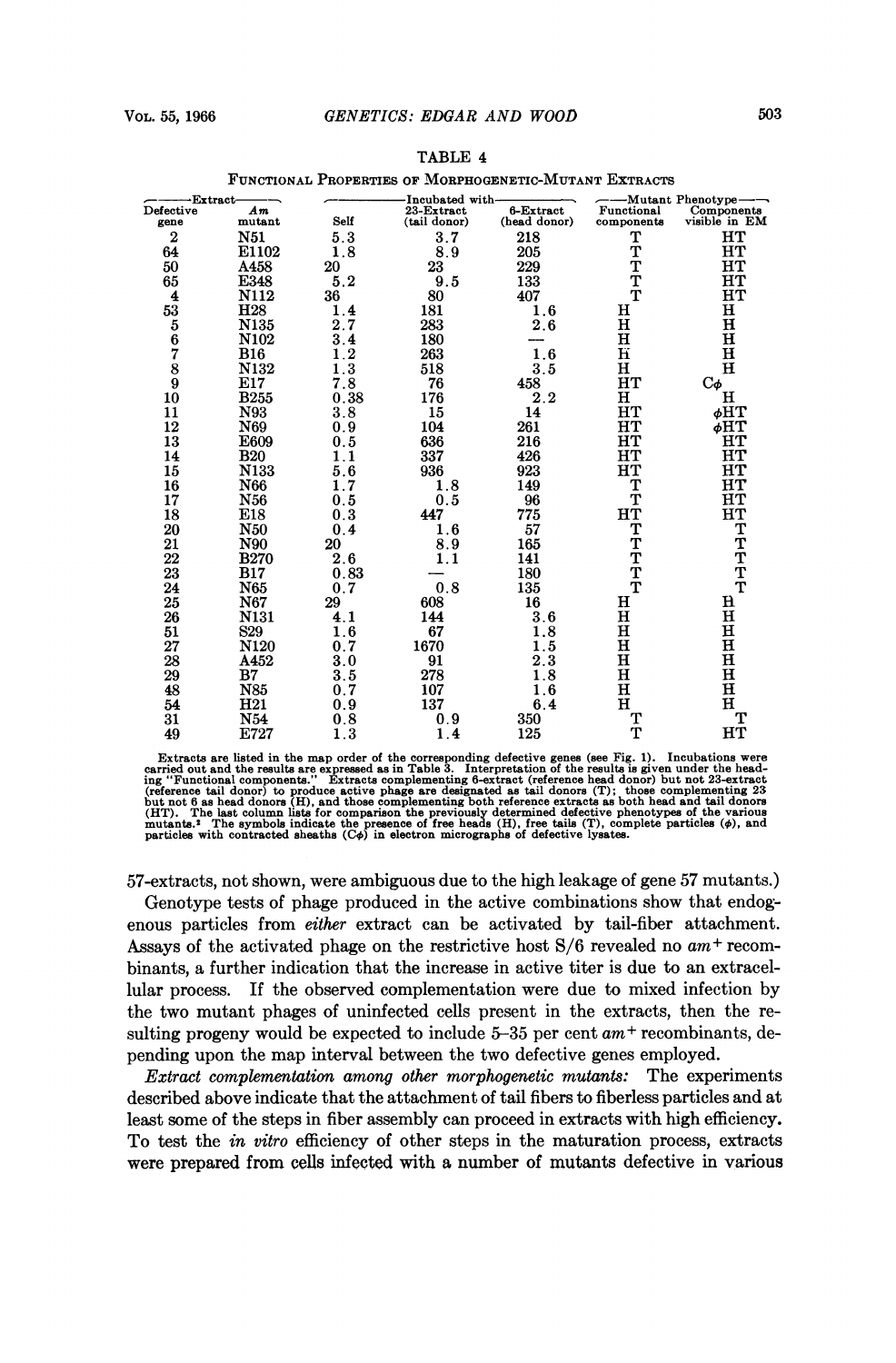TABLE 4

FUNCTIONAL PROPERTIES OF MORPHOGENETIC-MUTANT EXTRACTS

| Extract | | Incubated with | | | Mutant Phenotype | |
|---|---|---|---|---|---|---|
| Defective gene | *Am* mutant | Self | 23-Extract (tail donor) | 6-Extract (head donor) | Functional components | Components visible in EM |
| 2 | N51 | 5.3 | 3.7 | 218 | T | HT |
| 64 | E1102 | 1.8 | 8.9 | 205 | T | HT |
| 50 | A458 | 20 | 23 | 229 | T | HT |
| 65 | E348 | 5.2 | 9.5 | 133 | T | HT |
| 4 | N112 | 36 | 80 | 407 | T | HT |
| 53 | H28 | 1.4 | 181 | 1.6 | H | H |
| 5 | N135 | 2.7 | 283 | 2.6 | H | H |
| 6 | N102 | 3.4 | 180 | — | H | H |
| 7 | B16 | 1.2 | 263 | 1.6 | H | H |
| 8 | N132 | 1.3 | 518 | 3.5 | H | H |
| 9 | E17 | 7.8 | 76 | 458 | HT | Cϕ |
| 10 | B255 | 0.38 | 176 | 2.2 | H | H |
| 11 | N93 | 3.8 | 15 | 14 | HT | ϕHT |
| 12 | N69 | 0.9 | 104 | 261 | HT | ϕHT |
| 13 | E609 | 0.5 | 636 | 216 | HT | HT |
| 14 | B20 | 1.1 | 337 | 426 | HT | HT |
| 15 | N133 | 5.6 | 936 | 923 | HT | HT |
| 16 | N66 | 1.7 | 1.8 | 149 | T | HT |
| 17 | N56 | 0.5 | 0.5 | 96 | T | HT |
| 18 | E18 | 0.3 | 447 | 775 | HT | HT |
| 20 | N50 | 0.4 | 1.6 | 57 | T | T |
| 21 | N90 | 20 | 8.9 | 165 | T | T |
| 22 | B270 | 2.6 | 1.1 | 141 | T | T |
| 23 | B17 | 0.83 | — | 180 | T | T |
| 24 | N65 | 0.7 | 0.8 | 135 | T | T |
| 25 | N67 | 29 | 608 | 16 | H | H |
| 26 | N131 | 4.1 | 144 | 3.6 | H | H |
| 51 | S29 | 1.6 | 67 | 1.8 | H | H |
| 27 | N120 | 0.7 | 1670 | 1.5 | H | H |
| 28 | A452 | 3.0 | 91 | 2.3 | H | H |
| 29 | B7 | 3.5 | 278 | 1.8 | H | H |
| 48 | N85 | 0.7 | 107 | 1.6 | H | H |
| 54 | H21 | 0.9 | 137 | 6.4 | H | H |
| 31 | N54 | 0.8 | 0.9 | 350 | T | T |
| 49 | E727 | 1.3 | 1.4 | 125 | T | HT |

Extracts are listed in the map order of the corresponding defective genes (see Fig. 1). Incubations were carried out and the results are expressed as in Table 3. Interpretation of the results is given under the heading "Functional components." Extracts complementing 6-extract (reference head donor) but not 23-extract (reference tail donor) to produce active phage are designated as tail donors (T); those complementing 23 but not 6 as head donors (H), and those complementing both reference extracts as both head and tail donors (HT). The last column lists for comparison the previously determined defective phenotypes of the various mutants.[2] The symbols indicate the presence of free heads (H), free tails (T), complete particles (ϕ), and particles with contracted sheaths (Cϕ) in electron micrographs of defective lysates.

57-extracts, not shown, were ambiguous due to the high leakage of gene 57 mutants.)

Genotype tests of phage produced in the active combinations show that endogenous particles from *either* extract can be activated by tail-fiber attachment. Assays of the activated phage on the restrictive host S/6 revealed no $am^+$ recombinants, a further indication that the increase in active titer is due to an extracellular process. If the observed complementation were due to mixed infection by the two mutant phages of uninfected cells present in the extracts, then the resulting progeny would be expected to include 5–35 per cent $am^+$ recombinants, depending upon the map interval between the two defective genes employed.

*Extract complementation among other morphogenetic mutants:* The experiments described above indicate that the attachment of tail fibers to fiberless particles and at least some of the steps in fiber assembly can proceed in extracts with high efficiency. To test the *in vitro* efficiency of other steps in the maturation process, extracts were prepared from cells infected with a number of mutants defective in various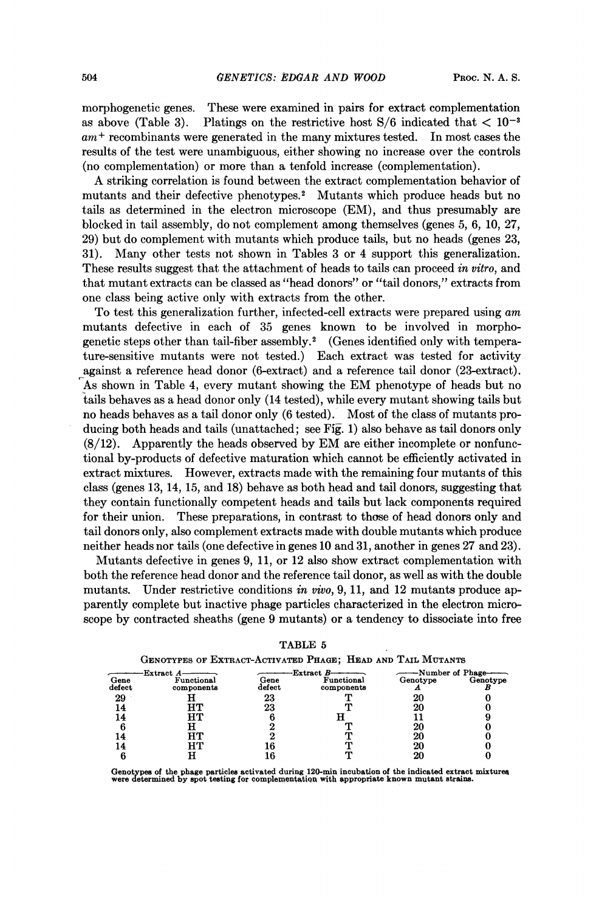morphogenetic genes. These were examined in pairs for extract complementation as above (Table 3). Platings on the restrictive host S/6 indicated that $< 10^{-3}$ $am^+$ recombinants were generated in the many mixtures tested. In most cases the results of the test were unambiguous, either showing no increase over the controls (no complementation) or more than a tenfold increase (complementation).

A striking correlation is found between the extract complementation behavior of mutants and their defective phenotypes.[2] Mutants which produce heads but no tails as determined in the electron microscope (EM), and thus presumably are blocked in tail assembly, do not complement among themselves (genes 5, 6, 10, 27, 29) but do complement with mutants which produce tails, but no heads (genes 23, 31). Many other tests not shown in Tables 3 or 4 support this generalization. These results suggest that the attachment of heads to tails can proceed *in vitro*, and that mutant extracts can be classed as "head donors" or "tail donors," extracts from one class being active only with extracts from the other.

To test this generalization further, infected-cell extracts were prepared using *am* mutants defective in each of 35 genes known to be involved in morphogenetic steps other than tail-fiber assembly.[2] (Genes identified only with temperature-sensitive mutants were not tested.) Each extract was tested for activity against a reference head donor (6-extract) and a reference tail donor (23-extract). As shown in Table 4, every mutant showing the EM phenotype of heads but no tails behaves as a head donor only (14 tested), while every mutant showing tails but no heads behaves as a tail donor only (6 tested). Most of the class of mutants producing both heads and tails (unattached; see Fig. 1) also behave as tail donors only (8/12). Apparently the heads observed by EM are either incomplete or nonfunctional by-products of defective maturation which cannot be efficiently activated in extract mixtures. However, extracts made with the remaining four mutants of this class (genes 13, 14, 15, and 18) behave as both head and tail donors, suggesting that they contain functionally competent heads and tails but lack components required for their union. These preparations, in contrast to those of head donors only and tail donors only, also complement extracts made with double mutants which produce neither heads nor tails (one defective in genes 10 and 31, another in genes 27 and 23).

Mutants defective in genes 9, 11, or 12 also show extract complementation with both the reference head donor and the reference tail donor, as well as with the double mutants. Under restrictive conditions *in vivo*, 9, 11, and 12 mutants produce apparently complete but inactive phage particles characterized in the electron microscope by contracted sheaths (gene 9 mutants) or a tendency to dissociate into free

TABLE 5

GENOTYPES OF EXTRACT-ACTIVATED PHAGE; HEAD AND TAIL MUTANTS

| Extract A | | Extract B | | Number of Phage | |
|---|---|---|---|---|---|
| Gene defect | Functional components | Gene defect | Functional components | Genotype *A* | Genotype *B* |
| 29 | H | 23 | T | 20 | 0 |
| 14 | HT | 23 | T | 20 | 0 |
| 14 | HT | 6 | H | 11 | 9 |
| 6 | H | 2 | T | 20 | 0 |
| 14 | HT | 2 | T | 20 | 0 |
| 14 | HT | 16 | T | 20 | 0 |
| 6 | H | 16 | T | 20 | 0 |

Genotypes of the phage particles activated during 120-min incubation of the indicated extract mixtures were determined by spot testing for complementation with appropriate known mutant strains.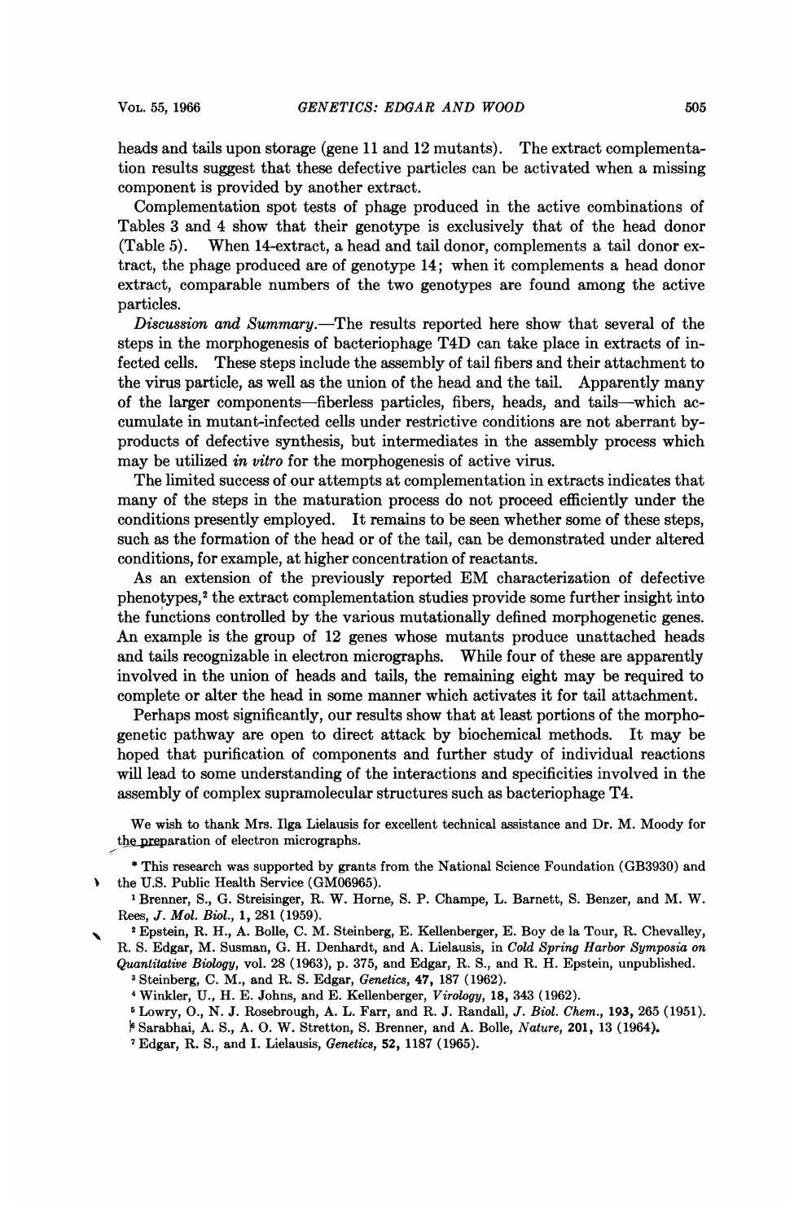heads and tails upon storage (gene 11 and 12 mutants). The extract complementation results suggest that these defective particles can be activated when a missing component is provided by another extract.

Complementation spot tests of phage produced in the active combinations of Tables 3 and 4 show that their genotype is exclusively that of the head donor (Table 5). When 14-extract, a head and tail donor, complements a tail donor extract, the phage produced are of genotype 14; when it complements a head donor extract, comparable numbers of the two genotypes are found among the active particles.

*Discussion and Summary.*—The results reported here show that several of the steps in the morphogenesis of bacteriophage T4D can take place in extracts of infected cells. These steps include the assembly of tail fibers and their attachment to the virus particle, as well as the union of the head and the tail. Apparently many of the larger components—fiberless particles, fibers, heads, and tails—which accumulate in mutant-infected cells under restrictive conditions are not aberrant byproducts of defective synthesis, but intermediates in the assembly process which may be utilized *in vitro* for the morphogenesis of active virus.

The limited success of our attempts at complementation in extracts indicates that many of the steps in the maturation process do not proceed efficiently under the conditions presently employed. It remains to be seen whether some of these steps, such as the formation of the head or of the tail, can be demonstrated under altered conditions, for example, at higher concentration of reactants.

As an extension of the previously reported EM characterization of defective phenotypes,[2] the extract complementation studies provide some further insight into the functions controlled by the various mutationally defined morphogenetic genes. An example is the group of 12 genes whose mutants produce unattached heads and tails recognizable in electron micrographs. While four of these are apparently involved in the union of heads and tails, the remaining eight may be required to complete or alter the head in some manner which activates it for tail attachment.

Perhaps most significantly, our results show that at least portions of the morphogenetic pathway are open to direct attack by biochemical methods. It may be hoped that purification of components and further study of individual reactions will lead to some understanding of the interactions and specificities involved in the assembly of complex supramolecular structures such as bacteriophage T4.

We wish to thank Mrs. Ilga Lielausis for excellent technical assistance and Dr. M. Moody for the preparation of electron micrographs.

\* This research was supported by grants from the National Science Foundation (GB3930) and the U.S. Public Health Service (GM06965).

[1] Brenner, S., G. Streisinger, R. W. Horne, S. P. Champe, L. Barnett, S. Benzer, and M. W. Rees, *J. Mol. Biol.*, **1**, 281 (1959).

[2] Epstein, R. H., A. Bolle, C. M. Steinberg, E. Kellenberger, E. Boy de la Tour, R. Chevalley, R. S. Edgar, M. Susman, G. H. Denhardt, and A. Lielausis, in *Cold Spring Harbor Symposia on Quantitative Biology*, vol. 28 (1963), p. 375, and Edgar, R. S., and R. H. Epstein, unpublished.

[3] Steinberg, C. M., and R. S. Edgar, *Genetics*, **47**, 187 (1962).

[4] Winkler, U., H. E. Johns, and E. Kellenberger, *Virology*, **18**, 343 (1962).

[5] Lowry, O., N. J. Rosebrough, A. L. Farr, and R. J. Randall, *J. Biol. Chem.*, **193**, 265 (1951).

[6] Sarabhai, A. S., A. O. W. Stretton, S. Brenner, and A. Bolle, *Nature*, **201**, 13 (1964).

[7] Edgar, R. S., and I. Lielausis, *Genetics*, **52**, 1187 (1965).